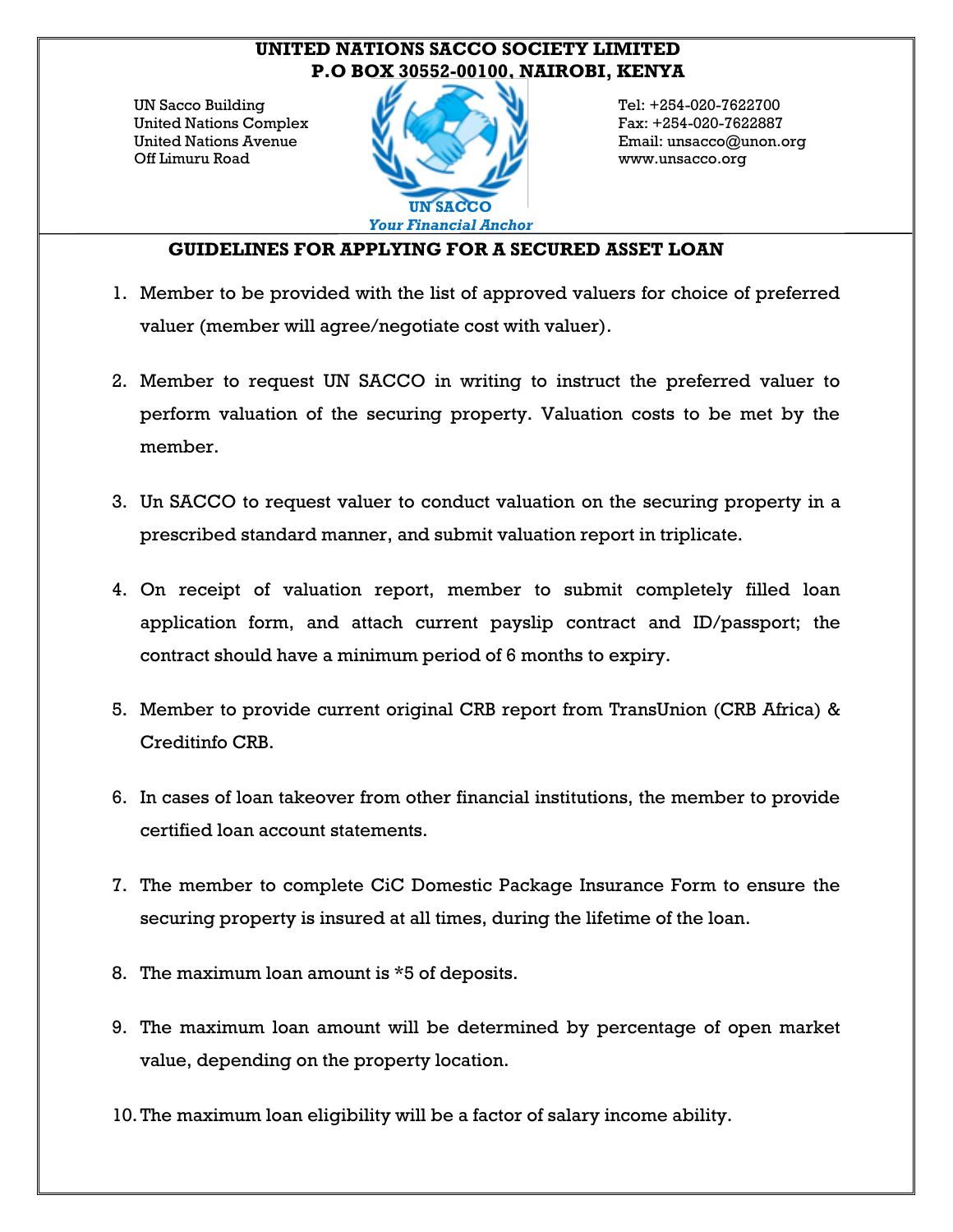**UNITED NATIONS SACCO SOCIETY LIMITED**
**P.O BOX 30552-00100, NAIROBI, KENYA**

UN Sacco Building
United Nations Complex
United Nations Avenue
Off Limuru Road

Tel: +254-020-7622700
Fax: +254-020-7622887
Email: unsacco@unon.org
www.unsacco.org

**UN SACCO**
*Your Financial Anchor*

## GUIDELINES FOR APPLYING FOR A SECURED ASSET LOAN

1. Member to be provided with the list of approved valuers for choice of preferred valuer (member will agree/negotiate cost with valuer).
2. Member to request UN SACCO in writing to instruct the preferred valuer to perform valuation of the securing property. Valuation costs to be met by the member.
3. Un SACCO to request valuer to conduct valuation on the securing property in a prescribed standard manner, and submit valuation report in triplicate.
4. On receipt of valuation report, member to submit completely filled loan application form, and attach current payslip contract and ID/passport; the contract should have a minimum period of 6 months to expiry.
5. Member to provide current original CRB report from TransUnion (CRB Africa) & Creditinfo CRB.
6. In cases of loan takeover from other financial institutions, the member to provide certified loan account statements.
7. The member to complete CiC Domestic Package Insurance Form to ensure the securing property is insured at all times, during the lifetime of the loan.
8. The maximum loan amount is *5 of deposits.
9. The maximum loan amount will be determined by percentage of open market value, depending on the property location.
10. The maximum loan eligibility will be a factor of salary income ability.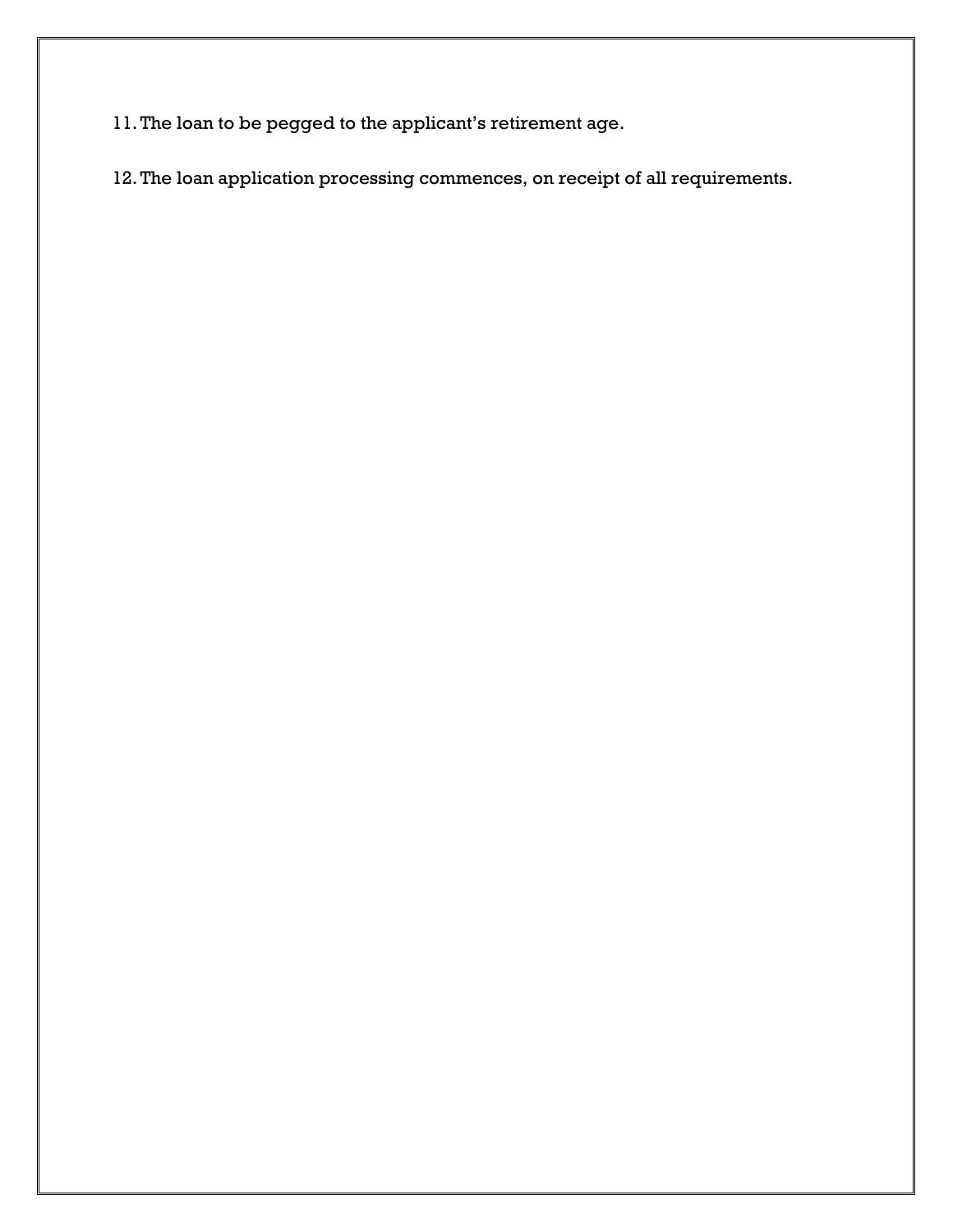11. The loan to be pegged to the applicant's retirement age.

12. The loan application processing commences, on receipt of all requirements.